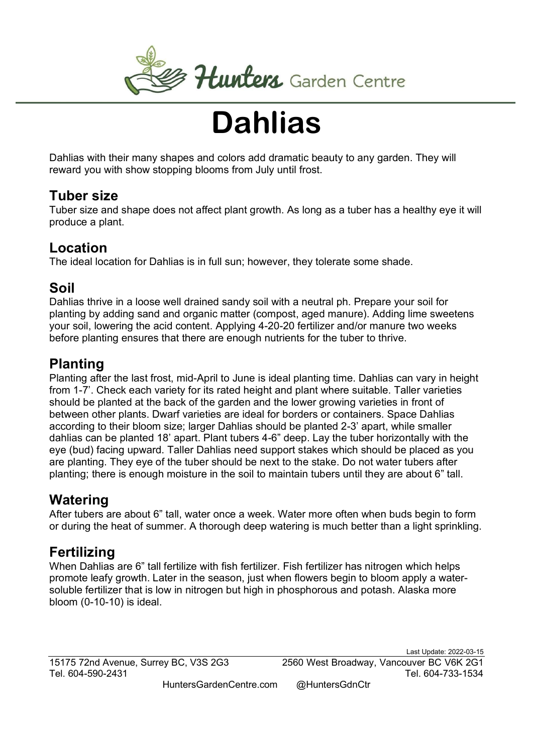Hunters Garden Centre

# Dahlias

Dahlias with their many shapes and colors add dramatic beauty to any garden. They will reward you with show stopping blooms from July until frost.

## Tuber size

Tuber size and shape does not affect plant growth. As long as a tuber has a healthy eye it will produce a plant.

## Location

The ideal location for Dahlias is in full sun; however, they tolerate some shade.

## Soil

Dahlias thrive in a loose well drained sandy soil with a neutral ph. Prepare your soil for planting by adding sand and organic matter (compost, aged manure). Adding lime sweetens your soil, lowering the acid content. Applying 4-20-20 fertilizer and/or manure two weeks before planting ensures that there are enough nutrients for the tuber to thrive.

## Planting

Planting after the last frost, mid-April to June is ideal planting time. Dahlias can vary in height from 1-7'. Check each variety for its rated height and plant where suitable. Taller varieties should be planted at the back of the garden and the lower growing varieties in front of between other plants. Dwarf varieties are ideal for borders or containers. Space Dahlias according to their bloom size; larger Dahlias should be planted 2-3' apart, while smaller dahlias can be planted 18' apart. Plant tubers 4-6" deep. Lay the tuber horizontally with the eye (bud) facing upward. Taller Dahlias need support stakes which should be placed as you are planting. They eye of the tuber should be next to the stake. Do not water tubers after planting; there is enough moisture in the soil to maintain tubers until they are about 6" tall.

## Watering

After tubers are about 6" tall, water once a week. Water more often when buds begin to form or during the heat of summer. A thorough deep watering is much better than a light sprinkling.

## Fertilizing

When Dahlias are 6" tall fertilize with fish fertilizer. Fish fertilizer has nitrogen which helps promote leafy growth. Later in the season, just when flowers begin to bloom apply a water-soluble fertilizer that is low in nitrogen but high in phosphorous and potash. Alaska more bloom (0-10-10) is ideal.

Last Update: 2022-03-15

15175 72nd Avenue, Surrey BC, V3S 2G3
Tel. 604-590-2431

2560 West Broadway, Vancouver BC V6K 2G1
Tel. 604-733-1534

HuntersGardenCentre.com @HuntersGdnCtr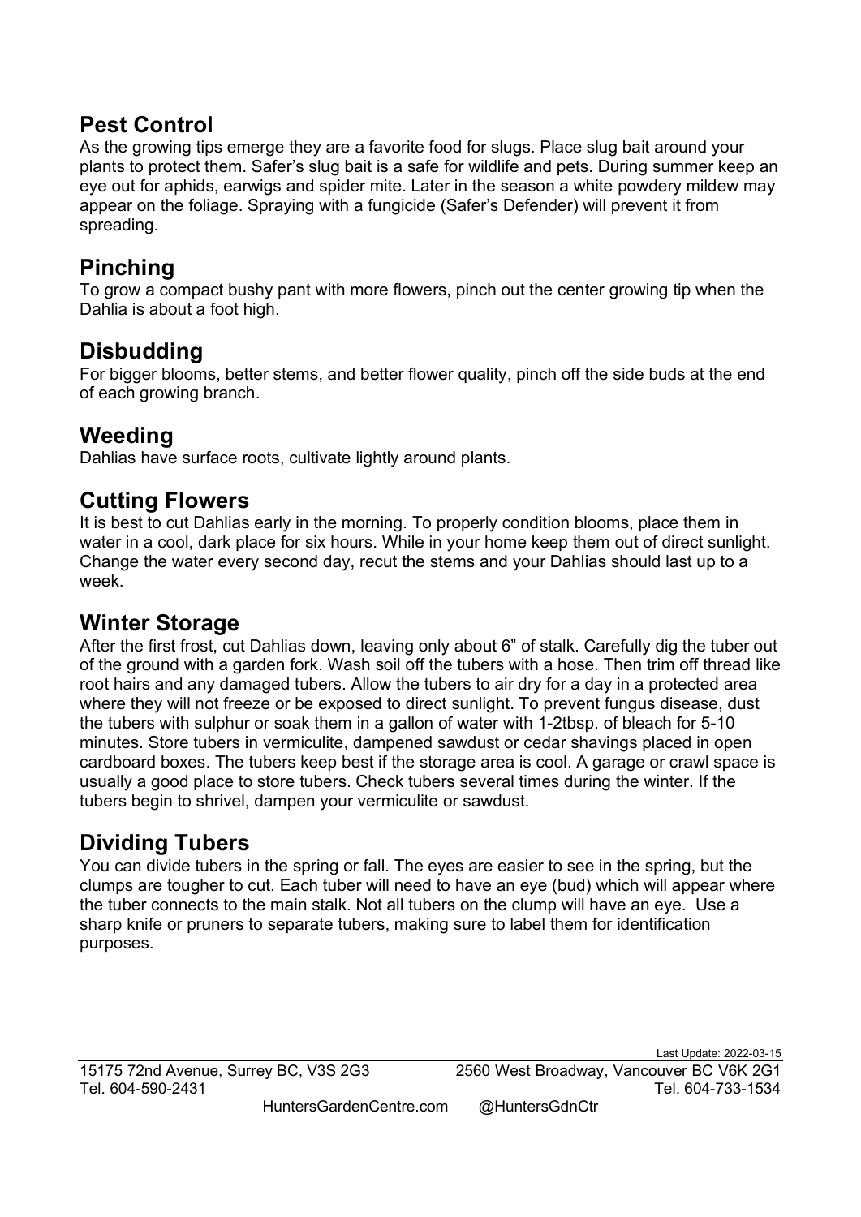## Pest Control

As the growing tips emerge they are a favorite food for slugs. Place slug bait around your plants to protect them. Safer's slug bait is a safe for wildlife and pets. During summer keep an eye out for aphids, earwigs and spider mite. Later in the season a white powdery mildew may appear on the foliage. Spraying with a fungicide (Safer's Defender) will prevent it from spreading.

## Pinching

To grow a compact bushy pant with more flowers, pinch out the center growing tip when the Dahlia is about a foot high.

## Disbudding

For bigger blooms, better stems, and better flower quality, pinch off the side buds at the end of each growing branch.

## Weeding

Dahlias have surface roots, cultivate lightly around plants.

## Cutting Flowers

It is best to cut Dahlias early in the morning. To properly condition blooms, place them in water in a cool, dark place for six hours. While in your home keep them out of direct sunlight. Change the water every second day, recut the stems and your Dahlias should last up to a week.

## Winter Storage

After the first frost, cut Dahlias down, leaving only about 6" of stalk. Carefully dig the tuber out of the ground with a garden fork. Wash soil off the tubers with a hose. Then trim off thread like root hairs and any damaged tubers. Allow the tubers to air dry for a day in a protected area where they will not freeze or be exposed to direct sunlight. To prevent fungus disease, dust the tubers with sulphur or soak them in a gallon of water with 1-2tbsp. of bleach for 5-10 minutes. Store tubers in vermiculite, dampened sawdust or cedar shavings placed in open cardboard boxes. The tubers keep best if the storage area is cool. A garage or crawl space is usually a good place to store tubers. Check tubers several times during the winter. If the tubers begin to shrivel, dampen your vermiculite or sawdust.

## Dividing Tubers

You can divide tubers in the spring or fall. The eyes are easier to see in the spring, but the clumps are tougher to cut. Each tuber will need to have an eye (bud) which will appear where the tuber connects to the main stalk. Not all tubers on the clump will have an eye. Use a sharp knife or pruners to separate tubers, making sure to label them for identification purposes.

Last Update: 2022-03-15

15175 72nd Avenue, Surrey BC, V3S 2G3
Tel. 604-590-2431

2560 West Broadway, Vancouver BC V6K 2G1
Tel. 604-733-1534

HuntersGardenCentre.com @HuntersGdnCtr